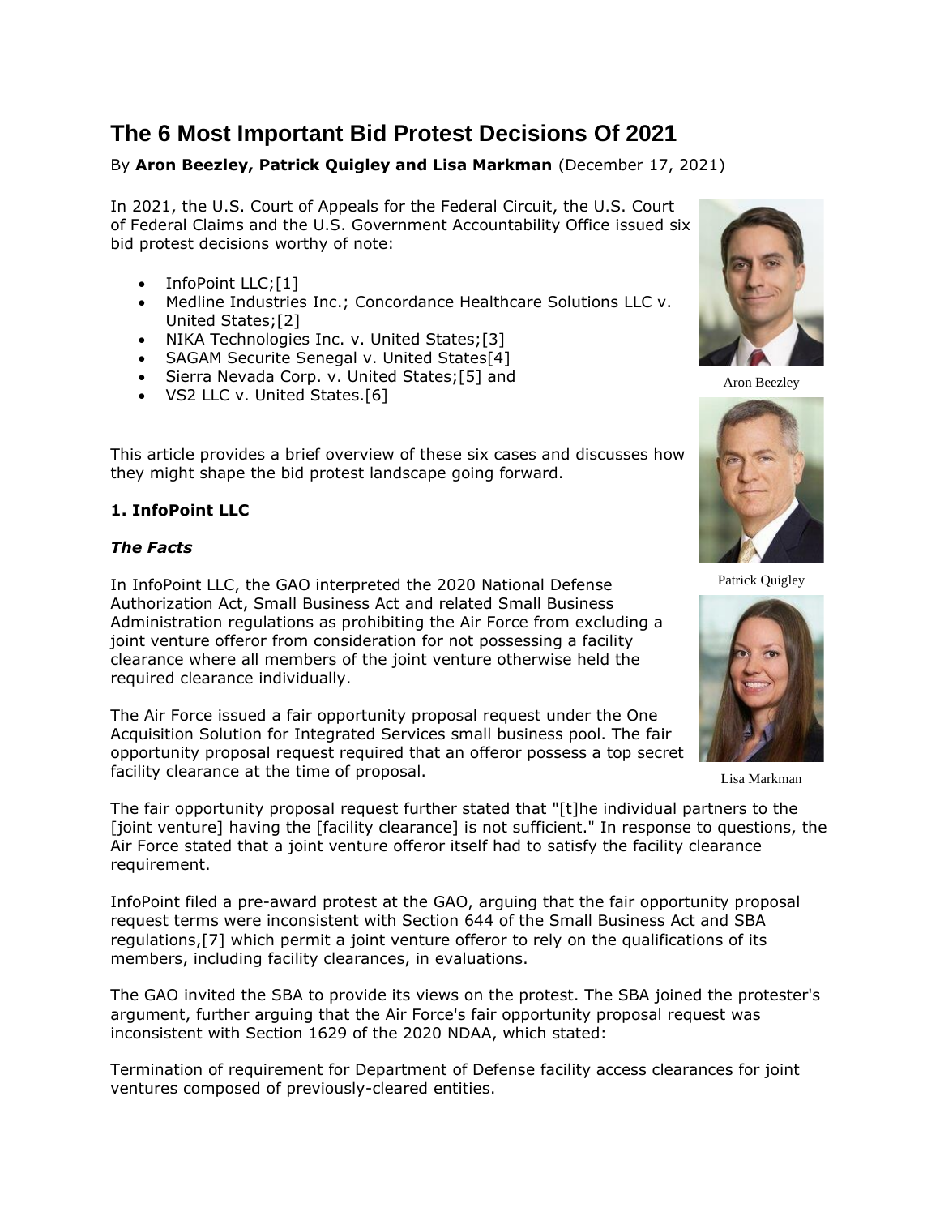# The 6 Most Important Bid Protest Decisions Of 2021

By **Aron Beezley, Patrick Quigley and Lisa Markman** (December 17, 2021)

In 2021, the U.S. Court of Appeals for the Federal Circuit, the U.S. Court of Federal Claims and the U.S. Government Accountability Office issued six bid protest decisions worthy of note:

- InfoPoint LLC;[1]
- Medline Industries Inc.; Concordance Healthcare Solutions LLC v. United States;[2]
- NIKA Technologies Inc. v. United States;[3]
- SAGAM Securite Senegal v. United States[4]
- Sierra Nevada Corp. v. United States;[5] and
- VS2 LLC v. United States.[6]

Aron Beezley

Patrick Quigley

Lisa Markman

This article provides a brief overview of these six cases and discusses how they might shape the bid protest landscape going forward.

### 1. InfoPoint LLC

#### *The Facts*

In InfoPoint LLC, the GAO interpreted the 2020 National Defense Authorization Act, Small Business Act and related Small Business Administration regulations as prohibiting the Air Force from excluding a joint venture offeror from consideration for not possessing a facility clearance where all members of the joint venture otherwise held the required clearance individually.

The Air Force issued a fair opportunity proposal request under the One Acquisition Solution for Integrated Services small business pool. The fair opportunity proposal request required that an offeror possess a top secret facility clearance at the time of proposal.

The fair opportunity proposal request further stated that "[t]he individual partners to the [joint venture] having the [facility clearance] is not sufficient." In response to questions, the Air Force stated that a joint venture offeror itself had to satisfy the facility clearance requirement.

InfoPoint filed a pre-award protest at the GAO, arguing that the fair opportunity proposal request terms were inconsistent with Section 644 of the Small Business Act and SBA regulations,[7] which permit a joint venture offeror to rely on the qualifications of its members, including facility clearances, in evaluations.

The GAO invited the SBA to provide its views on the protest. The SBA joined the protester's argument, further arguing that the Air Force's fair opportunity proposal request was inconsistent with Section 1629 of the 2020 NDAA, which stated:

Termination of requirement for Department of Defense facility access clearances for joint ventures composed of previously-cleared entities.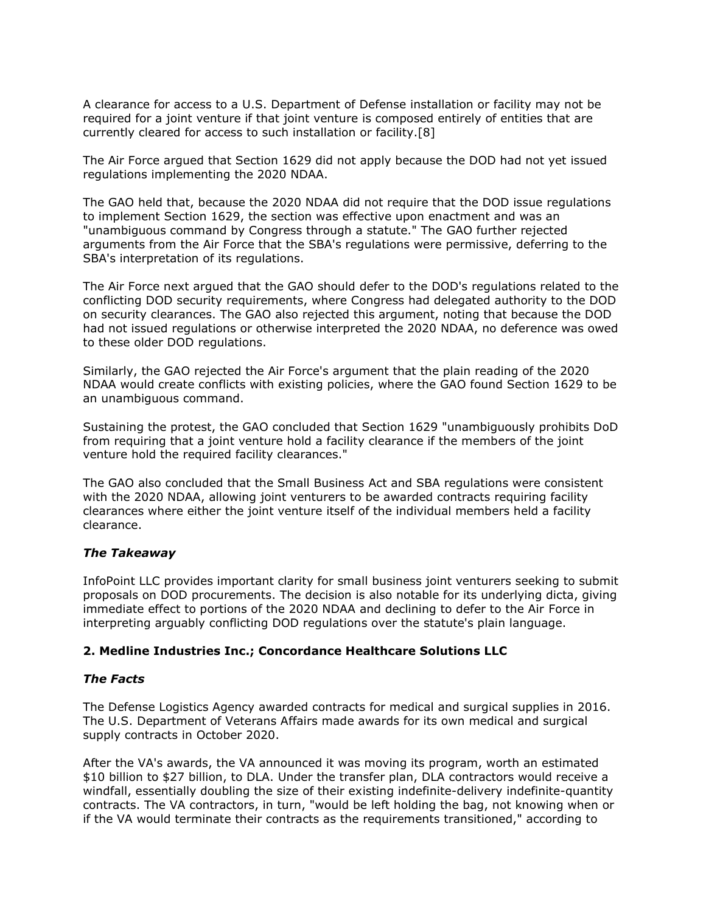A clearance for access to a U.S. Department of Defense installation or facility may not be required for a joint venture if that joint venture is composed entirely of entities that are currently cleared for access to such installation or facility.[8]

The Air Force argued that Section 1629 did not apply because the DOD had not yet issued regulations implementing the 2020 NDAA.

The GAO held that, because the 2020 NDAA did not require that the DOD issue regulations to implement Section 1629, the section was effective upon enactment and was an "unambiguous command by Congress through a statute." The GAO further rejected arguments from the Air Force that the SBA's regulations were permissive, deferring to the SBA's interpretation of its regulations.

The Air Force next argued that the GAO should defer to the DOD's regulations related to the conflicting DOD security requirements, where Congress had delegated authority to the DOD on security clearances. The GAO also rejected this argument, noting that because the DOD had not issued regulations or otherwise interpreted the 2020 NDAA, no deference was owed to these older DOD regulations.

Similarly, the GAO rejected the Air Force's argument that the plain reading of the 2020 NDAA would create conflicts with existing policies, where the GAO found Section 1629 to be an unambiguous command.

Sustaining the protest, the GAO concluded that Section 1629 "unambiguously prohibits DoD from requiring that a joint venture hold a facility clearance if the members of the joint venture hold the required facility clearances."

The GAO also concluded that the Small Business Act and SBA regulations were consistent with the 2020 NDAA, allowing joint venturers to be awarded contracts requiring facility clearances where either the joint venture itself of the individual members held a facility clearance.

### *The Takeaway*

InfoPoint LLC provides important clarity for small business joint venturers seeking to submit proposals on DOD procurements. The decision is also notable for its underlying dicta, giving immediate effect to portions of the 2020 NDAA and declining to defer to the Air Force in interpreting arguably conflicting DOD regulations over the statute's plain language.

## 2. Medline Industries Inc.; Concordance Healthcare Solutions LLC

### *The Facts*

The Defense Logistics Agency awarded contracts for medical and surgical supplies in 2016. The U.S. Department of Veterans Affairs made awards for its own medical and surgical supply contracts in October 2020.

After the VA's awards, the VA announced it was moving its program, worth an estimated \$10 billion to \$27 billion, to DLA. Under the transfer plan, DLA contractors would receive a windfall, essentially doubling the size of their existing indefinite-delivery indefinite-quantity contracts. The VA contractors, in turn, "would be left holding the bag, not knowing when or if the VA would terminate their contracts as the requirements transitioned," according to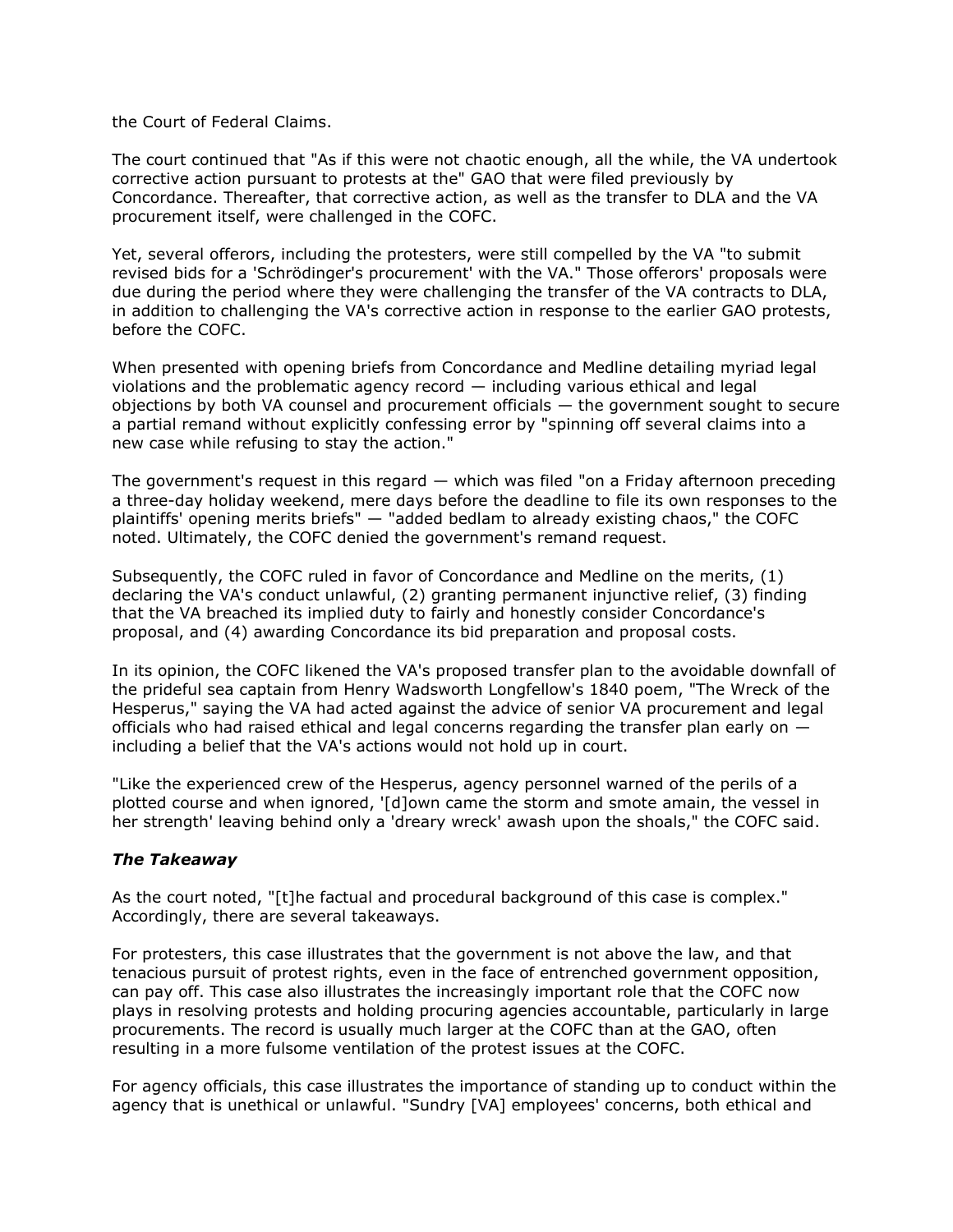the Court of Federal Claims.

The court continued that "As if this were not chaotic enough, all the while, the VA undertook corrective action pursuant to protests at the" GAO that were filed previously by Concordance. Thereafter, that corrective action, as well as the transfer to DLA and the VA procurement itself, were challenged in the COFC.

Yet, several offerors, including the protesters, were still compelled by the VA "to submit revised bids for a 'Schrödinger's procurement' with the VA." Those offerors' proposals were due during the period where they were challenging the transfer of the VA contracts to DLA, in addition to challenging the VA's corrective action in response to the earlier GAO protests, before the COFC.

When presented with opening briefs from Concordance and Medline detailing myriad legal violations and the problematic agency record — including various ethical and legal objections by both VA counsel and procurement officials — the government sought to secure a partial remand without explicitly confessing error by "spinning off several claims into a new case while refusing to stay the action."

The government's request in this regard — which was filed "on a Friday afternoon preceding a three-day holiday weekend, mere days before the deadline to file its own responses to the plaintiffs' opening merits briefs" — "added bedlam to already existing chaos," the COFC noted. Ultimately, the COFC denied the government's remand request.

Subsequently, the COFC ruled in favor of Concordance and Medline on the merits, (1) declaring the VA's conduct unlawful, (2) granting permanent injunctive relief, (3) finding that the VA breached its implied duty to fairly and honestly consider Concordance's proposal, and (4) awarding Concordance its bid preparation and proposal costs.

In its opinion, the COFC likened the VA's proposed transfer plan to the avoidable downfall of the prideful sea captain from Henry Wadsworth Longfellow's 1840 poem, "The Wreck of the Hesperus," saying the VA had acted against the advice of senior VA procurement and legal officials who had raised ethical and legal concerns regarding the transfer plan early on — including a belief that the VA's actions would not hold up in court.

"Like the experienced crew of the Hesperus, agency personnel warned of the perils of a plotted course and when ignored, '[d]own came the storm and smote amain, the vessel in her strength' leaving behind only a 'dreary wreck' awash upon the shoals," the COFC said.

### ***The Takeaway***

As the court noted, "[t]he factual and procedural background of this case is complex." Accordingly, there are several takeaways.

For protesters, this case illustrates that the government is not above the law, and that tenacious pursuit of protest rights, even in the face of entrenched government opposition, can pay off. This case also illustrates the increasingly important role that the COFC now plays in resolving protests and holding procuring agencies accountable, particularly in large procurements. The record is usually much larger at the COFC than at the GAO, often resulting in a more fulsome ventilation of the protest issues at the COFC.

For agency officials, this case illustrates the importance of standing up to conduct within the agency that is unethical or unlawful. "Sundry [VA] employees' concerns, both ethical and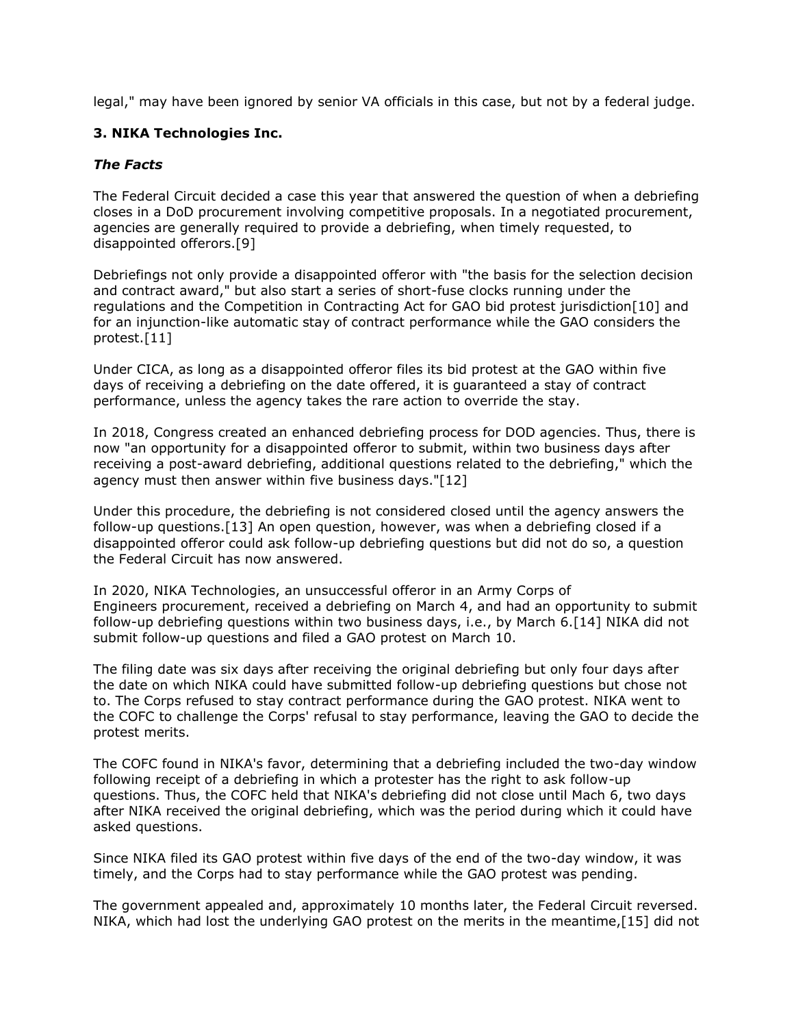legal," may have been ignored by senior VA officials in this case, but not by a federal judge.

### 3. NIKA Technologies Inc.

#### *The Facts*

The Federal Circuit decided a case this year that answered the question of when a debriefing closes in a DoD procurement involving competitive proposals. In a negotiated procurement, agencies are generally required to provide a debriefing, when timely requested, to disappointed offerors.[9]

Debriefings not only provide a disappointed offeror with "the basis for the selection decision and contract award," but also start a series of short-fuse clocks running under the regulations and the Competition in Contracting Act for GAO bid protest jurisdiction[10] and for an injunction-like automatic stay of contract performance while the GAO considers the protest.[11]

Under CICA, as long as a disappointed offeror files its bid protest at the GAO within five days of receiving a debriefing on the date offered, it is guaranteed a stay of contract performance, unless the agency takes the rare action to override the stay.

In 2018, Congress created an enhanced debriefing process for DOD agencies. Thus, there is now "an opportunity for a disappointed offeror to submit, within two business days after receiving a post-award debriefing, additional questions related to the debriefing," which the agency must then answer within five business days."[12]

Under this procedure, the debriefing is not considered closed until the agency answers the follow-up questions.[13] An open question, however, was when a debriefing closed if a disappointed offeror could ask follow-up debriefing questions but did not do so, a question the Federal Circuit has now answered.

In 2020, NIKA Technologies, an unsuccessful offeror in an Army Corps of Engineers procurement, received a debriefing on March 4, and had an opportunity to submit follow-up debriefing questions within two business days, i.e., by March 6.[14] NIKA did not submit follow-up questions and filed a GAO protest on March 10.

The filing date was six days after receiving the original debriefing but only four days after the date on which NIKA could have submitted follow-up debriefing questions but chose not to. The Corps refused to stay contract performance during the GAO protest. NIKA went to the COFC to challenge the Corps' refusal to stay performance, leaving the GAO to decide the protest merits.

The COFC found in NIKA's favor, determining that a debriefing included the two-day window following receipt of a debriefing in which a protester has the right to ask follow-up questions. Thus, the COFC held that NIKA's debriefing did not close until Mach 6, two days after NIKA received the original debriefing, which was the period during which it could have asked questions.

Since NIKA filed its GAO protest within five days of the end of the two-day window, it was timely, and the Corps had to stay performance while the GAO protest was pending.

The government appealed and, approximately 10 months later, the Federal Circuit reversed. NIKA, which had lost the underlying GAO protest on the merits in the meantime,[15] did not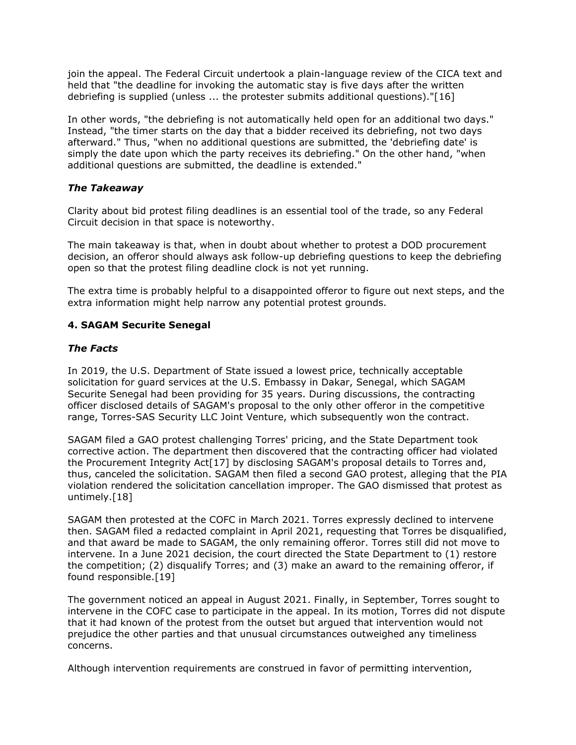join the appeal. The Federal Circuit undertook a plain-language review of the CICA text and held that "the deadline for invoking the automatic stay is five days after the written debriefing is supplied (unless ... the protester submits additional questions)."[16]

In other words, "the debriefing is not automatically held open for an additional two days." Instead, "the timer starts on the day that a bidder received its debriefing, not two days afterward." Thus, "when no additional questions are submitted, the 'debriefing date' is simply the date upon which the party receives its debriefing." On the other hand, "when additional questions are submitted, the deadline is extended."

### *The Takeaway*

Clarity about bid protest filing deadlines is an essential tool of the trade, so any Federal Circuit decision in that space is noteworthy.

The main takeaway is that, when in doubt about whether to protest a DOD procurement decision, an offeror should always ask follow-up debriefing questions to keep the debriefing open so that the protest filing deadline clock is not yet running.

The extra time is probably helpful to a disappointed offeror to figure out next steps, and the extra information might help narrow any potential protest grounds.

## 4. SAGAM Securite Senegal

### *The Facts*

In 2019, the U.S. Department of State issued a lowest price, technically acceptable solicitation for guard services at the U.S. Embassy in Dakar, Senegal, which SAGAM Securite Senegal had been providing for 35 years. During discussions, the contracting officer disclosed details of SAGAM's proposal to the only other offeror in the competitive range, Torres-SAS Security LLC Joint Venture, which subsequently won the contract.

SAGAM filed a GAO protest challenging Torres' pricing, and the State Department took corrective action. The department then discovered that the contracting officer had violated the Procurement Integrity Act[17] by disclosing SAGAM's proposal details to Torres and, thus, canceled the solicitation. SAGAM then filed a second GAO protest, alleging that the PIA violation rendered the solicitation cancellation improper. The GAO dismissed that protest as untimely.[18]

SAGAM then protested at the COFC in March 2021. Torres expressly declined to intervene then. SAGAM filed a redacted complaint in April 2021, requesting that Torres be disqualified, and that award be made to SAGAM, the only remaining offeror. Torres still did not move to intervene. In a June 2021 decision, the court directed the State Department to (1) restore the competition; (2) disqualify Torres; and (3) make an award to the remaining offeror, if found responsible.[19]

The government noticed an appeal in August 2021. Finally, in September, Torres sought to intervene in the COFC case to participate in the appeal. In its motion, Torres did not dispute that it had known of the protest from the outset but argued that intervention would not prejudice the other parties and that unusual circumstances outweighed any timeliness concerns.

Although intervention requirements are construed in favor of permitting intervention,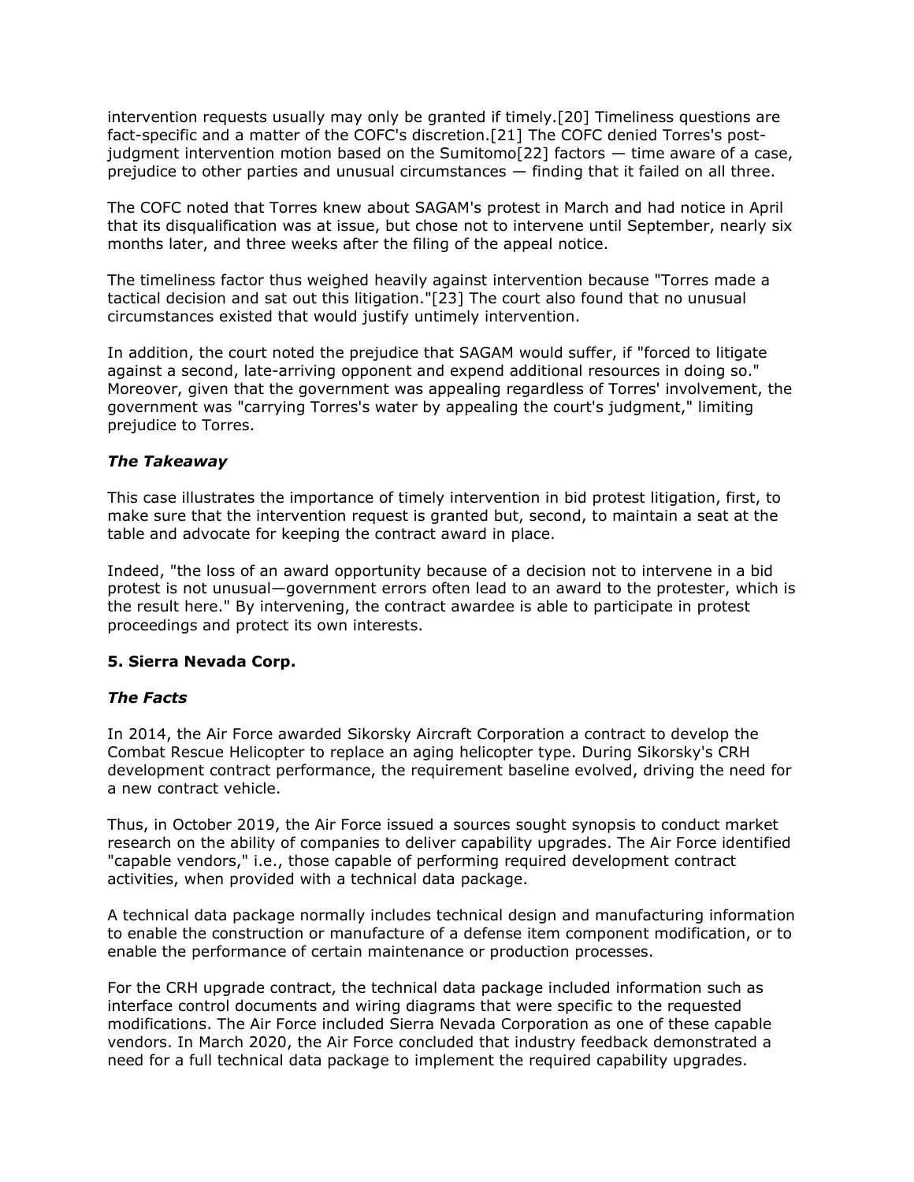intervention requests usually may only be granted if timely.[20] Timeliness questions are fact-specific and a matter of the COFC's discretion.[21] The COFC denied Torres's post-judgment intervention motion based on the Sumitomo[22] factors — time aware of a case, prejudice to other parties and unusual circumstances — finding that it failed on all three.

The COFC noted that Torres knew about SAGAM's protest in March and had notice in April that its disqualification was at issue, but chose not to intervene until September, nearly six months later, and three weeks after the filing of the appeal notice.

The timeliness factor thus weighed heavily against intervention because "Torres made a tactical decision and sat out this litigation."[23] The court also found that no unusual circumstances existed that would justify untimely intervention.

In addition, the court noted the prejudice that SAGAM would suffer, if "forced to litigate against a second, late-arriving opponent and expend additional resources in doing so." Moreover, given that the government was appealing regardless of Torres' involvement, the government was "carrying Torres's water by appealing the court's judgment," limiting prejudice to Torres.

### *The Takeaway*

This case illustrates the importance of timely intervention in bid protest litigation, first, to make sure that the intervention request is granted but, second, to maintain a seat at the table and advocate for keeping the contract award in place.

Indeed, "the loss of an award opportunity because of a decision not to intervene in a bid protest is not unusual—government errors often lead to an award to the protester, which is the result here." By intervening, the contract awardee is able to participate in protest proceedings and protect its own interests.

## **5. Sierra Nevada Corp.**

### *The Facts*

In 2014, the Air Force awarded Sikorsky Aircraft Corporation a contract to develop the Combat Rescue Helicopter to replace an aging helicopter type. During Sikorsky's CRH development contract performance, the requirement baseline evolved, driving the need for a new contract vehicle.

Thus, in October 2019, the Air Force issued a sources sought synopsis to conduct market research on the ability of companies to deliver capability upgrades. The Air Force identified "capable vendors," i.e., those capable of performing required development contract activities, when provided with a technical data package.

A technical data package normally includes technical design and manufacturing information to enable the construction or manufacture of a defense item component modification, or to enable the performance of certain maintenance or production processes.

For the CRH upgrade contract, the technical data package included information such as interface control documents and wiring diagrams that were specific to the requested modifications. The Air Force included Sierra Nevada Corporation as one of these capable vendors. In March 2020, the Air Force concluded that industry feedback demonstrated a need for a full technical data package to implement the required capability upgrades.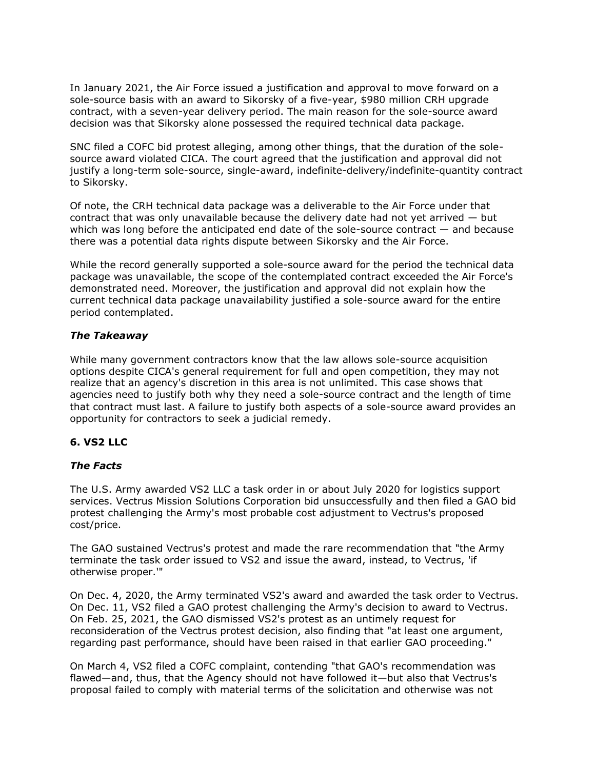In January 2021, the Air Force issued a justification and approval to move forward on a sole-source basis with an award to Sikorsky of a five-year, $980 million CRH upgrade contract, with a seven-year delivery period. The main reason for the sole-source award decision was that Sikorsky alone possessed the required technical data package.

SNC filed a COFC bid protest alleging, among other things, that the duration of the sole-source award violated CICA. The court agreed that the justification and approval did not justify a long-term sole-source, single-award, indefinite-delivery/indefinite-quantity contract to Sikorsky.

Of note, the CRH technical data package was a deliverable to the Air Force under that contract that was only unavailable because the delivery date had not yet arrived — but which was long before the anticipated end date of the sole-source contract — and because there was a potential data rights dispute between Sikorsky and the Air Force.

While the record generally supported a sole-source award for the period the technical data package was unavailable, the scope of the contemplated contract exceeded the Air Force's demonstrated need. Moreover, the justification and approval did not explain how the current technical data package unavailability justified a sole-source award for the entire period contemplated.

### *The Takeaway*

While many government contractors know that the law allows sole-source acquisition options despite CICA's general requirement for full and open competition, they may not realize that an agency's discretion in this area is not unlimited. This case shows that agencies need to justify both why they need a sole-source contract and the length of time that contract must last. A failure to justify both aspects of a sole-source award provides an opportunity for contractors to seek a judicial remedy.

## 6. VS2 LLC

### *The Facts*

The U.S. Army awarded VS2 LLC a task order in or about July 2020 for logistics support services. Vectrus Mission Solutions Corporation bid unsuccessfully and then filed a GAO bid protest challenging the Army's most probable cost adjustment to Vectrus's proposed cost/price.

The GAO sustained Vectrus's protest and made the rare recommendation that "the Army terminate the task order issued to VS2 and issue the award, instead, to Vectrus, 'if otherwise proper.'"

On Dec. 4, 2020, the Army terminated VS2's award and awarded the task order to Vectrus. On Dec. 11, VS2 filed a GAO protest challenging the Army's decision to award to Vectrus. On Feb. 25, 2021, the GAO dismissed VS2's protest as an untimely request for reconsideration of the Vectrus protest decision, also finding that "at least one argument, regarding past performance, should have been raised in that earlier GAO proceeding."

On March 4, VS2 filed a COFC complaint, contending "that GAO's recommendation was flawed—and, thus, that the Agency should not have followed it—but also that Vectrus's proposal failed to comply with material terms of the solicitation and otherwise was not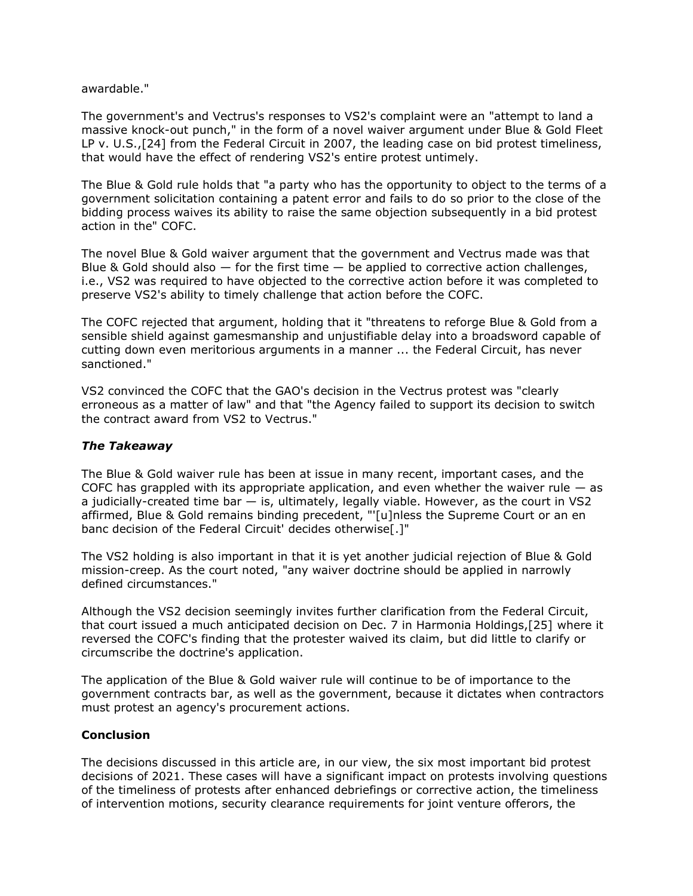awardable."

The government's and Vectrus's responses to VS2's complaint were an "attempt to land a massive knock-out punch," in the form of a novel waiver argument under Blue & Gold Fleet LP v. U.S.,[24] from the Federal Circuit in 2007, the leading case on bid protest timeliness, that would have the effect of rendering VS2's entire protest untimely.

The Blue & Gold rule holds that "a party who has the opportunity to object to the terms of a government solicitation containing a patent error and fails to do so prior to the close of the bidding process waives its ability to raise the same objection subsequently in a bid protest action in the" COFC.

The novel Blue & Gold waiver argument that the government and Vectrus made was that Blue & Gold should also — for the first time — be applied to corrective action challenges, i.e., VS2 was required to have objected to the corrective action before it was completed to preserve VS2's ability to timely challenge that action before the COFC.

The COFC rejected that argument, holding that it "threatens to reforge Blue & Gold from a sensible shield against gamesmanship and unjustifiable delay into a broadsword capable of cutting down even meritorious arguments in a manner ... the Federal Circuit, has never sanctioned."

VS2 convinced the COFC that the GAO's decision in the Vectrus protest was "clearly erroneous as a matter of law" and that "the Agency failed to support its decision to switch the contract award from VS2 to Vectrus."

### *The Takeaway*

The Blue & Gold waiver rule has been at issue in many recent, important cases, and the COFC has grappled with its appropriate application, and even whether the waiver rule — as a judicially-created time bar — is, ultimately, legally viable. However, as the court in VS2 affirmed, Blue & Gold remains binding precedent, "'[u]nless the Supreme Court or an en banc decision of the Federal Circuit' decides otherwise[.]"

The VS2 holding is also important in that it is yet another judicial rejection of Blue & Gold mission-creep. As the court noted, "any waiver doctrine should be applied in narrowly defined circumstances."

Although the VS2 decision seemingly invites further clarification from the Federal Circuit, that court issued a much anticipated decision on Dec. 7 in Harmonia Holdings,[25] where it reversed the COFC's finding that the protester waived its claim, but did little to clarify or circumscribe the doctrine's application.

The application of the Blue & Gold waiver rule will continue to be of importance to the government contracts bar, as well as the government, because it dictates when contractors must protest an agency's procurement actions.

## Conclusion

The decisions discussed in this article are, in our view, the six most important bid protest decisions of 2021. These cases will have a significant impact on protests involving questions of the timeliness of protests after enhanced debriefings or corrective action, the timeliness of intervention motions, security clearance requirements for joint venture offerors, the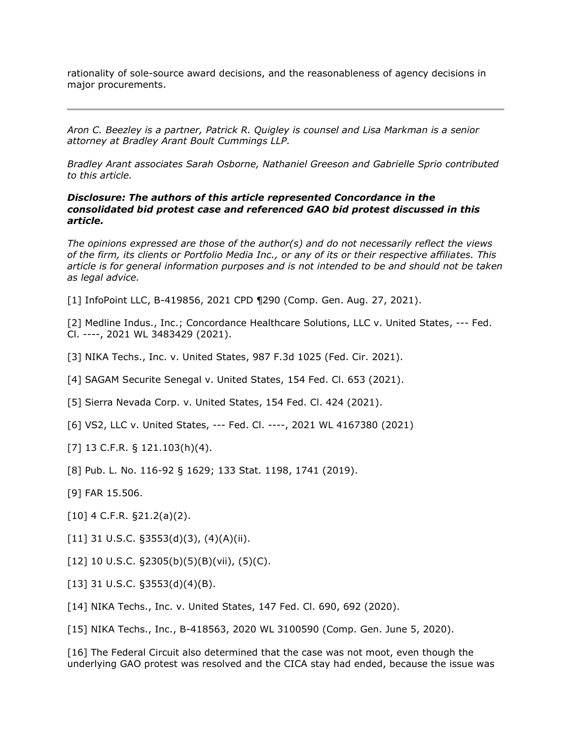rationality of sole-source award decisions, and the reasonableness of agency decisions in major procurements.

---

*Aron C. Beezley is a partner, Patrick R. Quigley is counsel and Lisa Markman is a senior attorney at Bradley Arant Boult Cummings LLP.*

*Bradley Arant associates Sarah Osborne, Nathaniel Greeson and Gabrielle Sprio contributed to this article.*

***Disclosure: The authors of this article represented Concordance in the consolidated bid protest case and referenced GAO bid protest discussed in this article.***

*The opinions expressed are those of the author(s) and do not necessarily reflect the views of the firm, its clients or Portfolio Media Inc., or any of its or their respective affiliates. This article is for general information purposes and is not intended to be and should not be taken as legal advice.*

[1] InfoPoint LLC, B-419856, 2021 CPD ¶290 (Comp. Gen. Aug. 27, 2021).

[2] Medline Indus., Inc.; Concordance Healthcare Solutions, LLC v. United States, --- Fed. Cl. ----, 2021 WL 3483429 (2021).

[3] NIKA Techs., Inc. v. United States, 987 F.3d 1025 (Fed. Cir. 2021).

[4] SAGAM Securite Senegal v. United States, 154 Fed. Cl. 653 (2021).

[5] Sierra Nevada Corp. v. United States, 154 Fed. Cl. 424 (2021).

[6] VS2, LLC v. United States, --- Fed. Cl. ----, 2021 WL 4167380 (2021)

[7] 13 C.F.R. § 121.103(h)(4).

[8] Pub. L. No. 116-92 § 1629; 133 Stat. 1198, 1741 (2019).

[9] FAR 15.506.

[10] 4 C.F.R. §21.2(a)(2).

[11] 31 U.S.C. §3553(d)(3), (4)(A)(ii).

[12] 10 U.S.C. §2305(b)(5)(B)(vii), (5)(C).

[13] 31 U.S.C. §3553(d)(4)(B).

[14] NIKA Techs., Inc. v. United States, 147 Fed. Cl. 690, 692 (2020).

[15] NIKA Techs., Inc., B-418563, 2020 WL 3100590 (Comp. Gen. June 5, 2020).

[16] The Federal Circuit also determined that the case was not moot, even though the underlying GAO protest was resolved and the CICA stay had ended, because the issue was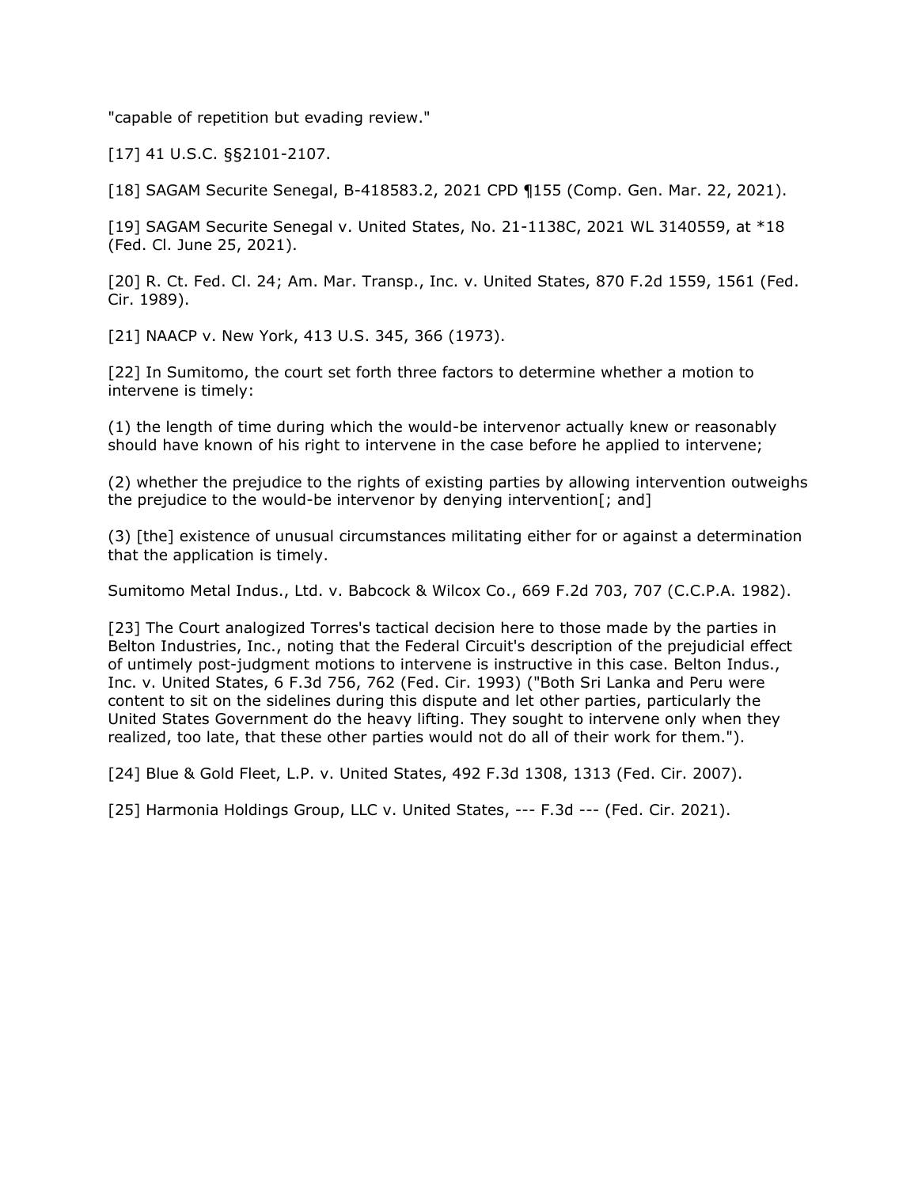"capable of repetition but evading review."

[17] 41 U.S.C. §§2101-2107.

[18] SAGAM Securite Senegal, B-418583.2, 2021 CPD ¶155 (Comp. Gen. Mar. 22, 2021).

[19] SAGAM Securite Senegal v. United States, No. 21-1138C, 2021 WL 3140559, at *18 (Fed. Cl. June 25, 2021).

[20] R. Ct. Fed. Cl. 24; Am. Mar. Transp., Inc. v. United States, 870 F.2d 1559, 1561 (Fed. Cir. 1989).

[21] NAACP v. New York, 413 U.S. 345, 366 (1973).

[22] In Sumitomo, the court set forth three factors to determine whether a motion to intervene is timely:

(1) the length of time during which the would-be intervenor actually knew or reasonably should have known of his right to intervene in the case before he applied to intervene;

(2) whether the prejudice to the rights of existing parties by allowing intervention outweighs the prejudice to the would-be intervenor by denying intervention[; and]

(3) [the] existence of unusual circumstances militating either for or against a determination that the application is timely.

Sumitomo Metal Indus., Ltd. v. Babcock & Wilcox Co., 669 F.2d 703, 707 (C.C.P.A. 1982).

[23] The Court analogized Torres's tactical decision here to those made by the parties in Belton Industries, Inc., noting that the Federal Circuit's description of the prejudicial effect of untimely post-judgment motions to intervene is instructive in this case. Belton Indus., Inc. v. United States, 6 F.3d 756, 762 (Fed. Cir. 1993) ("Both Sri Lanka and Peru were content to sit on the sidelines during this dispute and let other parties, particularly the United States Government do the heavy lifting. They sought to intervene only when they realized, too late, that these other parties would not do all of their work for them.").

[24] Blue & Gold Fleet, L.P. v. United States, 492 F.3d 1308, 1313 (Fed. Cir. 2007).

[25] Harmonia Holdings Group, LLC v. United States, --- F.3d --- (Fed. Cir. 2021).